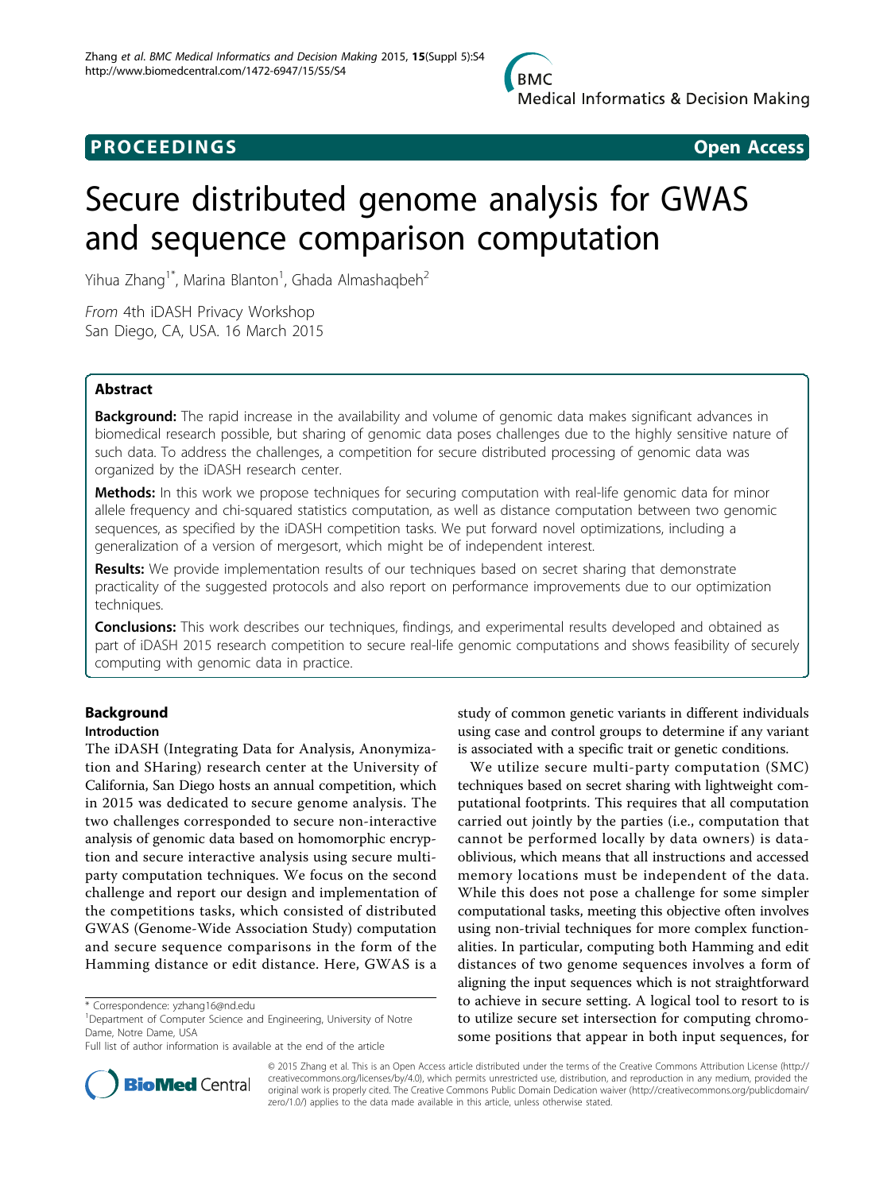**PROCEEDINGS** **Open Access**

# Secure distributed genome analysis for GWAS and sequence comparison computation

Yihua Zhang[1*], Marina Blanton[1], Ghada Almashaqbeh[2]

*From* 4th iDASH Privacy Workshop
San Diego, CA, USA. 16 March 2015

## Abstract

**Background:** The rapid increase in the availability and volume of genomic data makes significant advances in biomedical research possible, but sharing of genomic data poses challenges due to the highly sensitive nature of such data. To address the challenges, a competition for secure distributed processing of genomic data was organized by the iDASH research center.

**Methods:** In this work we propose techniques for securing computation with real-life genomic data for minor allele frequency and chi-squared statistics computation, as well as distance computation between two genomic sequences, as specified by the iDASH competition tasks. We put forward novel optimizations, including a generalization of a version of mergesort, which might be of independent interest.

**Results:** We provide implementation results of our techniques based on secret sharing that demonstrate practicality of the suggested protocols and also report on performance improvements due to our optimization techniques.

**Conclusions:** This work describes our techniques, findings, and experimental results developed and obtained as part of iDASH 2015 research competition to secure real-life genomic computations and shows feasibility of securely computing with genomic data in practice.

## Background

### Introduction

The iDASH (Integrating Data for Analysis, Anonymization and SHaring) research center at the University of California, San Diego hosts an annual competition, which in 2015 was dedicated to secure genome analysis. The two challenges corresponded to secure non-interactive analysis of genomic data based on homomorphic encryption and secure interactive analysis using secure multi-party computation techniques. We focus on the second challenge and report our design and implementation of the competitions tasks, which consisted of distributed GWAS (Genome-Wide Association Study) computation and secure sequence comparisons in the form of the Hamming distance or edit distance. Here, GWAS is a study of common genetic variants in different individuals using case and control groups to determine if any variant is associated with a specific trait or genetic conditions.

We utilize secure multi-party computation (SMC) techniques based on secret sharing with lightweight computational footprints. This requires that all computation carried out jointly by the parties (i.e., computation that cannot be performed locally by data owners) is data-oblivious, which means that all instructions and accessed memory locations must be independent of the data. While this does not pose a challenge for some simpler computational tasks, meeting this objective often involves using non-trivial techniques for more complex functionalities. In particular, computing both Hamming and edit distances of two genome sequences involves a form of aligning the input sequences which is not straightforward to achieve in secure setting. A logical tool to resort to is to utilize secure set intersection for computing chromosome positions that appear in both input sequences, for

\* Correspondence: yzhang16@nd.edu
[1]Department of Computer Science and Engineering, University of Notre Dame, Notre Dame, USA
Full list of author information is available at the end of the article

© 2015 Zhang et al. This is an Open Access article distributed under the terms of the Creative Commons Attribution License (http://creativecommons.org/licenses/by/4.0), which permits unrestricted use, distribution, and reproduction in any medium, provided the original work is properly cited. The Creative Commons Public Domain Dedication waiver (http://creativecommons.org/publicdomain/zero/1.0/) applies to the data made available in this article, unless otherwise stated.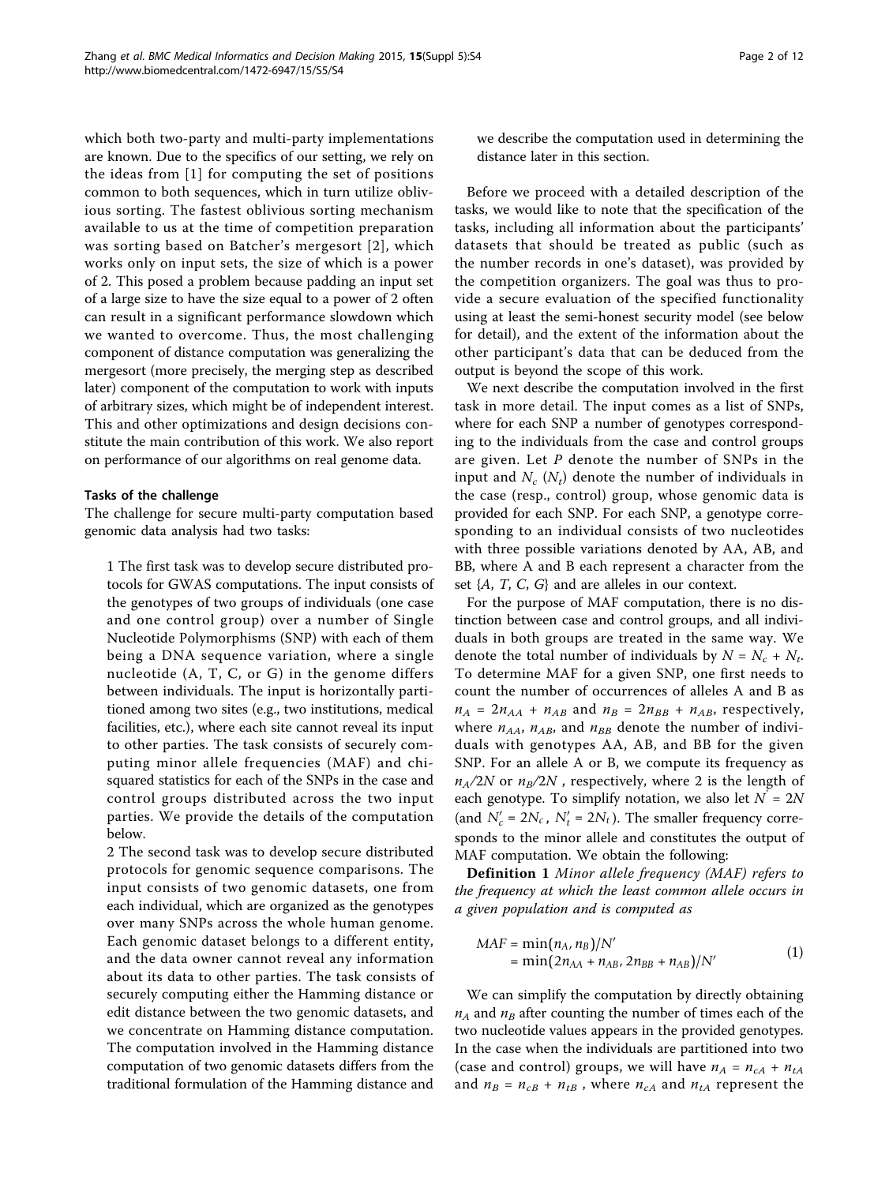which both two-party and multi-party implementations are known. Due to the specifics of our setting, we rely on the ideas from [1] for computing the set of positions common to both sequences, which in turn utilize oblivious sorting. The fastest oblivious sorting mechanism available to us at the time of competition preparation was sorting based on Batcher's mergesort [2], which works only on input sets, the size of which is a power of 2. This posed a problem because padding an input set of a large size to have the size equal to a power of 2 often can result in a significant performance slowdown which we wanted to overcome. Thus, the most challenging component of distance computation was generalizing the mergesort (more precisely, the merging step as described later) component of the computation to work with inputs of arbitrary sizes, which might be of independent interest. This and other optimizations and design decisions constitute the main contribution of this work. We also report on performance of our algorithms on real genome data.

### Tasks of the challenge

The challenge for secure multi-party computation based genomic data analysis had two tasks:

1 The first task was to develop secure distributed protocols for GWAS computations. The input consists of the genotypes of two groups of individuals (one case and one control group) over a number of Single Nucleotide Polymorphisms (SNP) with each of them being a DNA sequence variation, where a single nucleotide (A, T, C, or G) in the genome differs between individuals. The input is horizontally partitioned among two sites (e.g., two institutions, medical facilities, etc.), where each site cannot reveal its input to other parties. The task consists of securely computing minor allele frequencies (MAF) and chi-squared statistics for each of the SNPs in the case and control groups distributed across the two input parties. We provide the details of the computation below.

2 The second task was to develop secure distributed protocols for genomic sequence comparisons. The input consists of two genomic datasets, one from each individual, which are organized as the genotypes over many SNPs across the whole human genome. Each genomic dataset belongs to a different entity, and the data owner cannot reveal any information about its data to other parties. The task consists of securely computing either the Hamming distance or edit distance between the two genomic datasets, and we concentrate on Hamming distance computation. The computation involved in the Hamming distance computation of two genomic datasets differs from the traditional formulation of the Hamming distance and we describe the computation used in determining the distance later in this section.

Before we proceed with a detailed description of the tasks, we would like to note that the specification of the tasks, including all information about the participants' datasets that should be treated as public (such as the number records in one's dataset), was provided by the competition organizers. The goal was thus to provide a secure evaluation of the specified functionality using at least the semi-honest security model (see below for detail), and the extent of the information about the other participant's data that can be deduced from the output is beyond the scope of this work.

We next describe the computation involved in the first task in more detail. The input comes as a list of SNPs, where for each SNP a number of genotypes corresponding to the individuals from the case and control groups are given. Let $P$ denote the number of SNPs in the input and $N_c$ ($N_t$) denote the number of individuals in the case (resp., control) group, whose genomic data is provided for each SNP. For each SNP, a genotype corresponding to an individual consists of two nucleotides with three possible variations denoted by AA, AB, and BB, where A and B each represent a character from the set {$A$, $T$, $C$, $G$} and are alleles in our context.

For the purpose of MAF computation, there is no distinction between case and control groups, and all individuals in both groups are treated in the same way. We denote the total number of individuals by $N = N_c + N_t$. To determine MAF for a given SNP, one first needs to count the number of occurrences of alleles A and B as $n_A = 2n_{AA} + n_{AB}$ and $n_B = 2n_{BB} + n_{AB}$, respectively, where $n_{AA}$, $n_{AB}$, and $n_{BB}$ denote the number of individuals with genotypes AA, AB, and BB for the given SNP. For an allele A or B, we compute its frequency as $n_A/2N$ or $n_B/2N$ , respectively, where 2 is the length of each genotype. To simplify notation, we also let $N' = 2N$ (and $N'_c = 2N_c$, $N'_t = 2N_t$). The smaller frequency corresponds to the minor allele and constitutes the output of MAF computation. We obtain the following:

**Definition 1** *Minor allele frequency (MAF) refers to the frequency at which the least common allele occurs in a given population and is computed as*

$$
\begin{aligned}
MAF &= \min(n_A, n_B)/N' \\
&= \min(2n_{AA} + n_{AB}, 2n_{BB} + n_{AB})/N'
\end{aligned}
\tag{1}
$$

We can simplify the computation by directly obtaining $n_A$ and $n_B$ after counting the number of times each of the two nucleotide values appears in the provided genotypes. In the case when the individuals are partitioned into two (case and control) groups, we will have $n_A = n_{cA} + n_{tA}$ and $n_B = n_{cB} + n_{tB}$ , where $n_{cA}$ and $n_{tA}$ represent the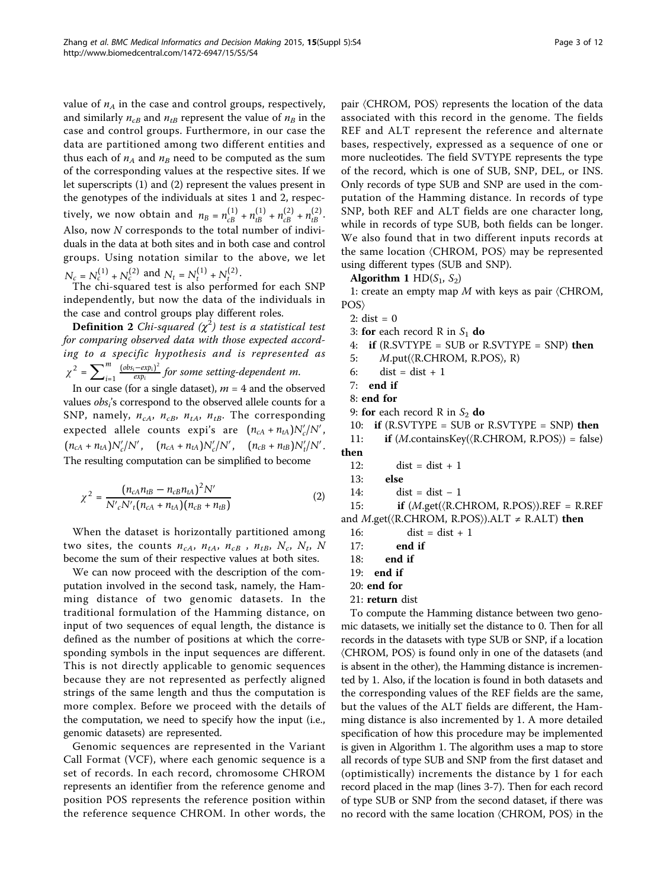value of $n_A$ in the case and control groups, respectively, and similarly $n_{cB}$ and $n_{tB}$ represent the value of $n_B$ in the case and control groups. Furthermore, in our case the data are partitioned among two different entities and thus each of $n_A$ and $n_B$ need to be computed as the sum of the corresponding values at the respective sites. If we let superscripts (1) and (2) represent the values present in the genotypes of the individuals at sites 1 and 2, respectively, we now obtain and $n_B = n_{cB}^{(1)} + n_{tB}^{(1)} + n_{cB}^{(2)} + n_{tB}^{(2)}$. Also, now $N$ corresponds to the total number of individuals in the data at both sites and in both case and control groups. Using notation similar to the above, we let $N_c = N_c^{(1)} + N_c^{(2)}$ and $N_t = N_t^{(1)} + N_t^{(2)}$.

The chi-squared test is also performed for each SNP independently, but now the data of the individuals in the case and control groups play different roles.

**Definition 2** *Chi-squared ($\chi^2$) test is a statistical test for comparing observed data with those expected according to a specific hypothesis and is represented as* $\chi^2 = \sum_{i=1}^{m} \frac{(obs_i - exp_i)^2}{exp_i}$ *for some setting-dependent m.*

In our case (for a single dataset), $m = 4$ and the observed values $obs_i$'s correspond to the observed allele counts for a SNP, namely, $n_{cA}$, $n_{cB}$, $n_{tA}$, $n_{tB}$. The corresponding expected allele counts expi's are $(n_{cA} + n_{tA})N'_c/N'$, $(n_{cA} + n_{tA})N'_c/N'$, $(n_{cA} + n_{tA})N'_c/N'$, $(n_{cB} + n_{tB})N'_t/N'$. The resulting computation can be simplified to become

$$\chi^2 = \frac{(n_{cA}n_{tB} - n_{cB}n_{tA})^2 N'}{N'_c N'_t (n_{cA} + n_{tA})(n_{cB} + n_{tB})} \tag{2}$$

When the dataset is horizontally partitioned among two sites, the counts $n_{cA}$, $n_{tA}$, $n_{cB}$ , $n_{tB}$, $N_c$, $N_t$, $N$ become the sum of their respective values at both sites.

We can now proceed with the description of the computation involved in the second task, namely, the Hamming distance of two genomic datasets. In the traditional formulation of the Hamming distance, on input of two sequences of equal length, the distance is defined as the number of positions at which the corresponding symbols in the input sequences are different. This is not directly applicable to genomic sequences because they are not represented as perfectly aligned strings of the same length and thus the computation is more complex. Before we proceed with the details of the computation, we need to specify how the input (i.e., genomic datasets) are represented.

Genomic sequences are represented in the Variant Call Format (VCF), where each genomic sequence is a set of records. In each record, chromosome CHROM represents an identifier from the reference genome and position POS represents the reference position within the reference sequence CHROM. In other words, the pair ⟨CHROM, POS⟩ represents the location of the data associated with this record in the genome. The fields REF and ALT represent the reference and alternate bases, respectively, expressed as a sequence of one or more nucleotides. The field SVTYPE represents the type of the record, which is one of SUB, SNP, DEL, or INS. Only records of type SUB and SNP are used in the computation of the Hamming distance. In records of type SNP, both REF and ALT fields are one character long, while in records of type SUB, both fields can be longer. We also found that in two different inputs records at the same location ⟨CHROM, POS⟩ may be represented using different types (SUB and SNP).

**Algorithm 1** HD($S_1$, $S_2$)

```
1: create an empty map M with keys as pair ⟨CHROM, POS⟩
2: dist = 0
3: for each record R in S1 do
4:   if (R.SVTYPE = SUB or R.SVTYPE = SNP) then
5:      M.put(⟨R.CHROM, R.POS⟩, R)
6:      dist = dist + 1
7:   end if
8: end for
9: for each record R in S2 do
10:   if (R.SVTYPE = SUB or R.SVTYPE = SNP) then
11:      if (M.containsKey(⟨R.CHROM, R.POS⟩) = false) then
12:         dist = dist + 1
13:      else
14:         dist = dist − 1
15:         if (M.get(⟨R.CHROM, R.POS⟩).REF = R.REF and M.get(⟨R.CHROM, R.POS⟩).ALT ≠ R.ALT) then
16:            dist = dist + 1
17:         end if
18:      end if
19:   end if
20: end for
21: return dist
```

To compute the Hamming distance between two genomic datasets, we initially set the distance to 0. Then for all records in the datasets with type SUB or SNP, if a location ⟨CHROM, POS⟩ is found only in one of the datasets (and is absent in the other), the Hamming distance is incremented by 1. Also, if the location is found in both datasets and the corresponding values of the REF fields are the same, but the values of the ALT fields are different, the Hamming distance is also incremented by 1. A more detailed specification of how this procedure may be implemented is given in Algorithm 1. The algorithm uses a map to store all records of type SUB and SNP from the first dataset and (optimistically) increments the distance by 1 for each record placed in the map (lines 3-7). Then for each record of type SUB or SNP from the second dataset, if there was no record with the same location ⟨CHROM, POS⟩ in the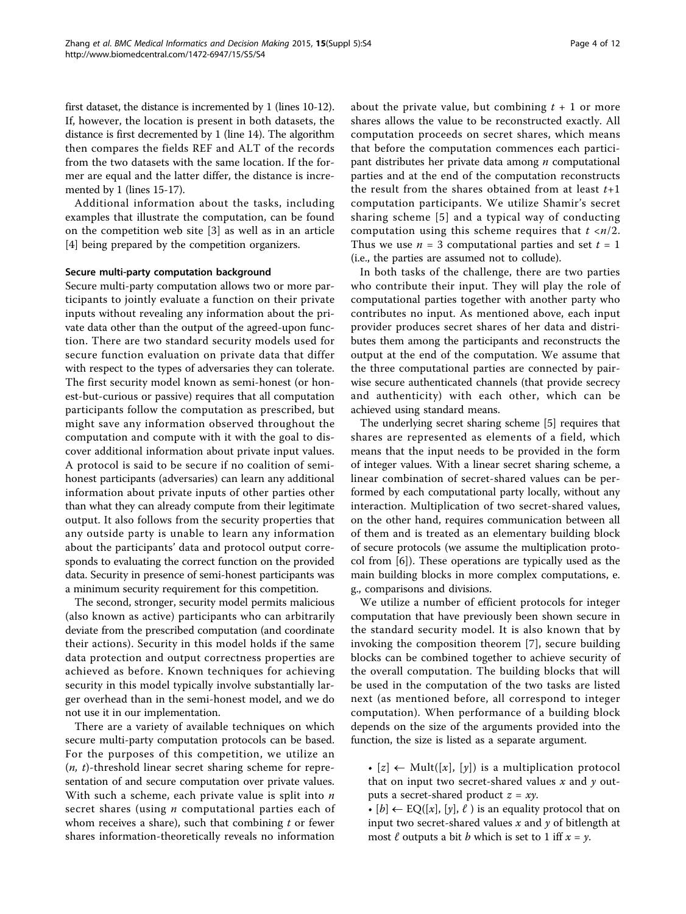first dataset, the distance is incremented by 1 (lines 10-12). If, however, the location is present in both datasets, the distance is first decremented by 1 (line 14). The algorithm then compares the fields REF and ALT of the records from the two datasets with the same location. If the former are equal and the latter differ, the distance is incremented by 1 (lines 15-17).

Additional information about the tasks, including examples that illustrate the computation, can be found on the competition web site [3] as well as in an article [4] being prepared by the competition organizers.

### Secure multi-party computation background

Secure multi-party computation allows two or more participants to jointly evaluate a function on their private inputs without revealing any information about the private data other than the output of the agreed-upon function. There are two standard security models used for secure function evaluation on private data that differ with respect to the types of adversaries they can tolerate. The first security model known as semi-honest (or honest-but-curious or passive) requires that all computation participants follow the computation as prescribed, but might save any information observed throughout the computation and compute with it with the goal to discover additional information about private input values. A protocol is said to be secure if no coalition of semi-honest participants (adversaries) can learn any additional information about private inputs of other parties other than what they can already compute from their legitimate output. It also follows from the security properties that any outside party is unable to learn any information about the participants' data and protocol output corresponds to evaluating the correct function on the provided data. Security in presence of semi-honest participants was a minimum security requirement for this competition.

The second, stronger, security model permits malicious (also known as active) participants who can arbitrarily deviate from the prescribed computation (and coordinate their actions). Security in this model holds if the same data protection and output correctness properties are achieved as before. Known techniques for achieving security in this model typically involve substantially larger overhead than in the semi-honest model, and we do not use it in our implementation.

There are a variety of available techniques on which secure multi-party computation protocols can be based. For the purposes of this competition, we utilize an $(n, t)$-threshold linear secret sharing scheme for representation of and secure computation over private values. With such a scheme, each private value is split into $n$ secret shares (using $n$ computational parties each of whom receives a share), such that combining $t$ or fewer shares information-theoretically reveals no information about the private value, but combining $t + 1$ or more shares allows the value to be reconstructed exactly. All computation proceeds on secret shares, which means that before the computation commences each participant distributes her private data among $n$ computational parties and at the end of the computation reconstructs the result from the shares obtained from at least $t$+1 computation participants. We utilize Shamir's secret sharing scheme [5] and a typical way of conducting computation using this scheme requires that $t < n/2$. Thus we use $n = 3$ computational parties and set $t = 1$ (i.e., the parties are assumed not to collude).

In both tasks of the challenge, there are two parties who contribute their input. They will play the role of computational parties together with another party who contributes no input. As mentioned above, each input provider produces secret shares of her data and distributes them among the participants and reconstructs the output at the end of the computation. We assume that the three computational parties are connected by pairwise secure authenticated channels (that provide secrecy and authenticity) with each other, which can be achieved using standard means.

The underlying secret sharing scheme [5] requires that shares are represented as elements of a field, which means that the input needs to be provided in the form of integer values. With a linear secret sharing scheme, a linear combination of secret-shared values can be performed by each computational party locally, without any interaction. Multiplication of two secret-shared values, on the other hand, requires communication between all of them and is treated as an elementary building block of secure protocols (we assume the multiplication protocol from [6]). These operations are typically used as the main building blocks in more complex computations, e.g., comparisons and divisions.

We utilize a number of efficient protocols for integer computation that have previously been shown secure in the standard security model. It is also known that by invoking the composition theorem [7], secure building blocks can be combined together to achieve security of the overall computation. The building blocks that will be used in the computation of the two tasks are listed next (as mentioned before, all correspond to integer computation). When performance of a building block depends on the size of the arguments provided into the function, the size is listed as a separate argument.

- $[z] \leftarrow \text{Mult}([x], [y])$ is a multiplication protocol that on input two secret-shared values $x$ and $y$ outputs a secret-shared product $z = xy$.
- $[b] \leftarrow \text{EQ}([x], [y], \ell)$ is an equality protocol that on input two secret-shared values $x$ and $y$ of bitlength at most $\ell$ outputs a bit $b$ which is set to 1 iff $x = y$.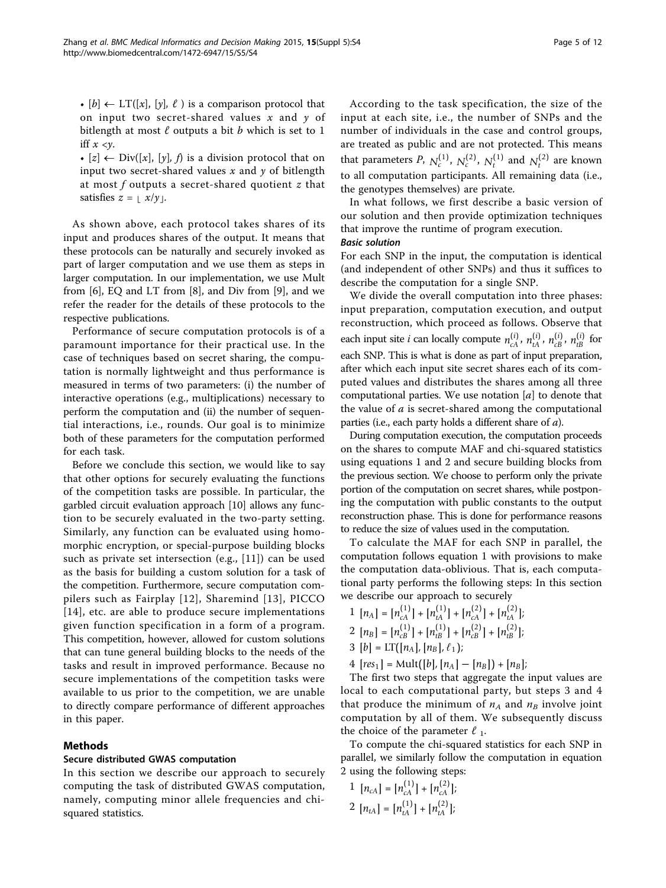- $[b] \leftarrow \mathrm{LT}([x], [y], \ell)$ is a comparison protocol that on input two secret-shared values $x$ and $y$ of bitlength at most $\ell$ outputs a bit $b$ which is set to 1 iff $x < y$.
- $[z] \leftarrow \mathrm{Div}([x], [y], f)$ is a division protocol that on input two secret-shared values $x$ and $y$ of bitlength at most $f$ outputs a secret-shared quotient $z$ that satisfies $z = \lfloor x/y \rfloor$.

As shown above, each protocol takes shares of its input and produces shares of the output. It means that these protocols can be naturally and securely invoked as part of larger computation and we use them as steps in larger computation. In our implementation, we use Mult from [6], EQ and LT from [8], and Div from [9], and we refer the reader for the details of these protocols to the respective publications.

Performance of secure computation protocols is of a paramount importance for their practical use. In the case of techniques based on secret sharing, the computation is normally lightweight and thus performance is measured in terms of two parameters: (i) the number of interactive operations (e.g., multiplications) necessary to perform the computation and (ii) the number of sequential interactions, i.e., rounds. Our goal is to minimize both of these parameters for the computation performed for each task.

Before we conclude this section, we would like to say that other options for securely evaluating the functions of the competition tasks are possible. In particular, the garbled circuit evaluation approach [10] allows any function to be securely evaluated in the two-party setting. Similarly, any function can be evaluated using homomorphic encryption, or special-purpose building blocks such as private set intersection (e.g., [11]) can be used as the basis for building a custom solution for a task of the competition. Furthermore, secure computation compilers such as Fairplay [12], Sharemind [13], PICCO [14], etc. are able to produce secure implementations given function specification in a form of a program. This competition, however, allowed for custom solutions that can tune general building blocks to the needs of the tasks and result in improved performance. Because no secure implementations of the competition tasks were available to us prior to the competition, we are unable to directly compare performance of different approaches in this paper.

## Methods

### Secure distributed GWAS computation

In this section we describe our approach to securely computing the task of distributed GWAS computation, namely, computing minor allele frequencies and chi-squared statistics.

According to the task specification, the size of the input at each site, i.e., the number of SNPs and the number of individuals in the case and control groups, are treated as public and are not protected. This means that parameters $P$, $N_c^{(1)}$, $N_c^{(2)}$, $N_t^{(1)}$ and $N_t^{(2)}$ are known to all computation participants. All remaining data (i.e., the genotypes themselves) are private.

In what follows, we first describe a basic version of our solution and then provide optimization techniques that improve the runtime of program execution.

#### *Basic solution*

For each SNP in the input, the computation is identical (and independent of other SNPs) and thus it suffices to describe the computation for a single SNP.

We divide the overall computation into three phases: input preparation, computation execution, and output reconstruction, which proceed as follows. Observe that each input site $i$ can locally compute $n_{cA}^{(i)}$, $n_{tA}^{(i)}$, $n_{cB}^{(i)}$, $n_{tB}^{(i)}$ for each SNP. This is what is done as part of input preparation, after which each input site secret shares each of its computed values and distributes the shares among all three computational parties. We use notation $[a]$ to denote that the value of $a$ is secret-shared among the computational parties (i.e., each party holds a different share of $a$).

During computation execution, the computation proceeds on the shares to compute MAF and chi-squared statistics using equations 1 and 2 and secure building blocks from the previous section. We choose to perform only the private portion of the computation on secret shares, while postponing the computation with public constants to the output reconstruction phase. This is done for performance reasons to reduce the size of values used in the computation.

To calculate the MAF for each SNP in parallel, the computation follows equation 1 with provisions to make the computation data-oblivious. That is, each computational party performs the following steps: In this section we describe our approach to securely

1 $[n_A] = [n_{cA}^{(1)}] + [n_{tA}^{(1)}] + [n_{cA}^{(2)}] + [n_{tA}^{(2)}]$;
2 $[n_B] = [n_{cB}^{(1)}] + [n_{tB}^{(1)}] + [n_{cB}^{(2)}] + [n_{tB}^{(2)}]$;
3 $[b] = \mathrm{LT}([n_A], [n_B], \ell_1)$;
4 $[res_1] = \mathrm{Mult}([b], [n_A] - [n_B]) + [n_B]$;

The first two steps that aggregate the input values are local to each computational party, but steps 3 and 4 that produce the minimum of $n_A$ and $n_B$ involve joint computation by all of them. We subsequently discuss the choice of the parameter $\ell_1$.

To compute the chi-squared statistics for each SNP in parallel, we similarly follow the computation in equation 2 using the following steps:

1 $[n_{cA}] = [n_{cA}^{(1)}] + [n_{cA}^{(2)}]$;
2 $[n_{tA}] = [n_{tA}^{(1)}] + [n_{tA}^{(2)}]$;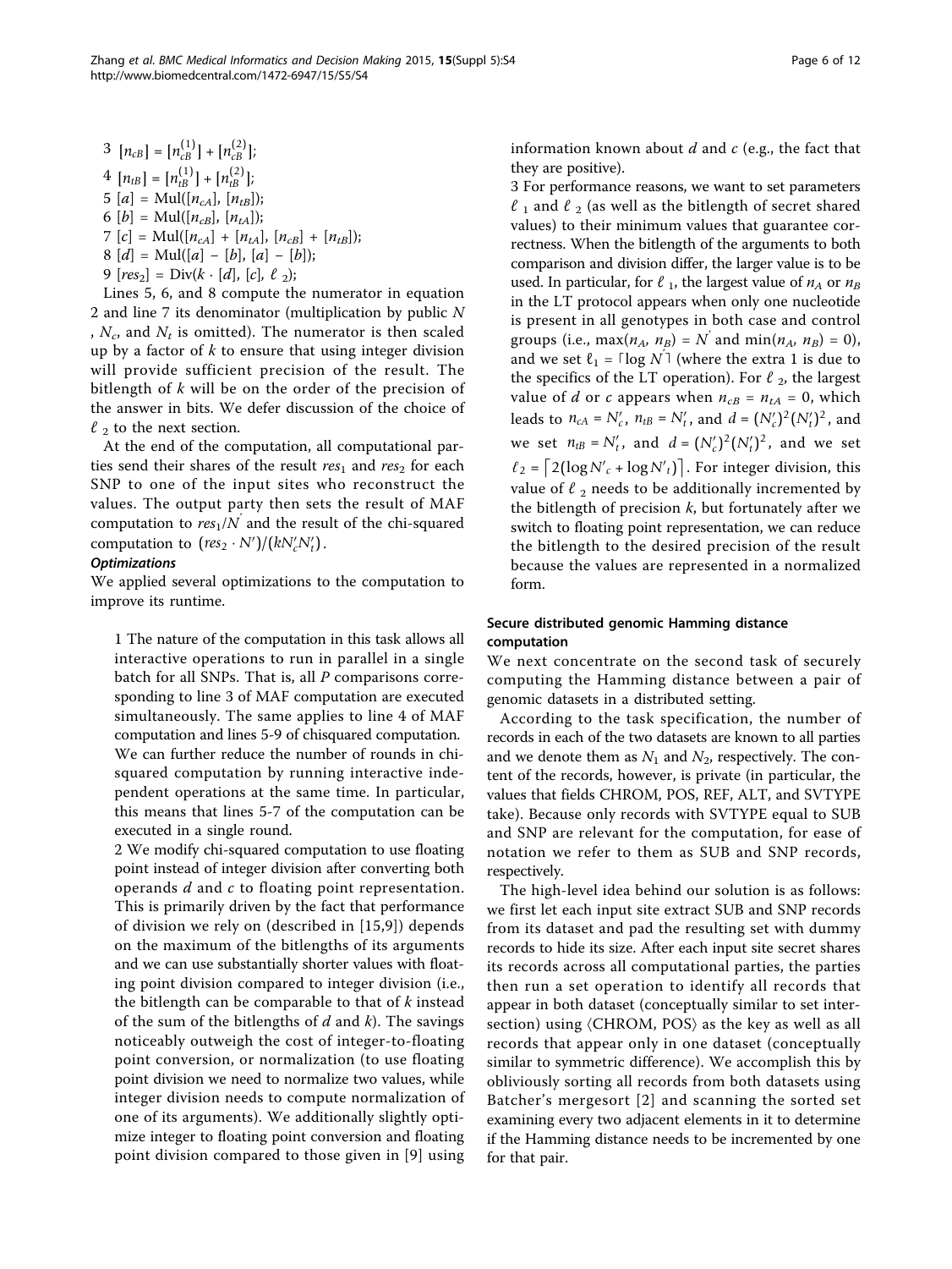3 $[n_{cB}] = [n_{cB}^{(1)}] + [n_{cB}^{(2)}]$;

4 $[n_{tB}] = [n_{tB}^{(1)}] + [n_{tB}^{(2)}]$;

5 $[a] = \text{Mul}([n_{cA}], [n_{tB}])$;

6 $[b] = \text{Mul}([n_{cB}], [n_{tA}])$;

7 $[c] = \text{Mul}([n_{cA}] + [n_{tA}], [n_{cB}] + [n_{tB}])$;

8 $[d] = \text{Mul}([a] - [b], [a] - [b])$;

9 $[res_2] = \text{Div}(k \cdot [d], [c], \ell_2)$;

Lines 5, 6, and 8 compute the numerator in equation 2 and line 7 its denominator (multiplication by public $N$, $N_c$, and $N_t$ is omitted). The numerator is then scaled up by a factor of $k$ to ensure that using integer division will provide sufficient precision of the result. The bitlength of $k$ will be on the order of the precision of the answer in bits. We defer discussion of the choice of $\ell_2$ to the next section.

At the end of the computation, all computational parties send their shares of the result $res_1$ and $res_2$ for each SNP to one of the input sites who reconstruct the values. The output party then sets the result of MAF computation to $res_1/N'$ and the result of the chi-squared computation to $(res_2 \cdot N')/(kN'_cN'_t)$.

### Optimizations

We applied several optimizations to the computation to improve its runtime.

1 The nature of the computation in this task allows all interactive operations to run in parallel in a single batch for all SNPs. That is, all $P$ comparisons corresponding to line 3 of MAF computation are executed simultaneously. The same applies to line 4 of MAF computation and lines 5-9 of chisquared computation. We can further reduce the number of rounds in chi-squared computation by running interactive independent operations at the same time. In particular, this means that lines 5-7 of the computation can be executed in a single round.

2 We modify chi-squared computation to use floating point instead of integer division after converting both operands $d$ and $c$ to floating point representation. This is primarily driven by the fact that performance of division we rely on (described in [15,9]) depends on the maximum of the bitlengths of its arguments and we can use substantially shorter values with floating point division compared to integer division (i.e., the bitlength can be comparable to that of $k$ instead of the sum of the bitlengths of $d$ and $k$). The savings noticeably outweigh the cost of integer-to-floating point conversion, or normalization (to use floating point division we need to normalize two values, while integer division needs to compute normalization of one of its arguments). We additionally slightly optimize integer to floating point conversion and floating point division compared to those given in [9] using information known about $d$ and $c$ (e.g., the fact that they are positive).

3 For performance reasons, we want to set parameters $\ell_1$ and $\ell_2$ (as well as the bitlength of secret shared values) to their minimum values that guarantee correctness. When the bitlength of the arguments to both comparison and division differ, the larger value is to be used. In particular, for $\ell_1$, the largest value of $n_A$ or $n_B$ in the LT protocol appears when only one nucleotide is present in all genotypes in both case and control groups (i.e., $\max(n_A, n_B) = N'$ and $\min(n_A, n_B) = 0$), and we set $\ell_1 = \lceil \log N' \rceil$ (where the extra 1 is due to the specifics of the LT operation). For $\ell_2$, the largest value of $d$ or $c$ appears when $n_{cB} = n_{tA} = 0$, which leads to $n_{cA} = N'_c$, $n_{tB} = N'_t$, and $d = (N'_c)^2(N'_t)^2$, and we set $n_{tB} = N'_t$, and $d = (N'_c)^2(N'_t)^2$, and we set $\ell_2 = \lceil 2(\log N'_c + \log N'_t) \rceil$. For integer division, this value of $\ell_2$ needs to be additionally incremented by the bitlength of precision $k$, but fortunately after we switch to floating point representation, we can reduce the bitlength to the desired precision of the result because the values are represented in a normalized form.

## Secure distributed genomic Hamming distance computation

We next concentrate on the second task of securely computing the Hamming distance between a pair of genomic datasets in a distributed setting.

According to the task specification, the number of records in each of the two datasets are known to all parties and we denote them as $N_1$ and $N_2$, respectively. The content of the records, however, is private (in particular, the values that fields CHROM, POS, REF, ALT, and SVTYPE take). Because only records with SVTYPE equal to SUB and SNP are relevant for the computation, for ease of notation we refer to them as SUB and SNP records, respectively.

The high-level idea behind our solution is as follows: we first let each input site extract SUB and SNP records from its dataset and pad the resulting set with dummy records to hide its size. After each input site secret shares its records across all computational parties, the parties then run a set operation to identify all records that appear in both dataset (conceptually similar to set intersection) using $\langle$CHROM, POS$\rangle$ as the key as well as all records that appear only in one dataset (conceptually similar to symmetric difference). We accomplish this by obliviously sorting all records from both datasets using Batcher's mergesort [2] and scanning the sorted set examining every two adjacent elements in it to determine if the Hamming distance needs to be incremented by one for that pair.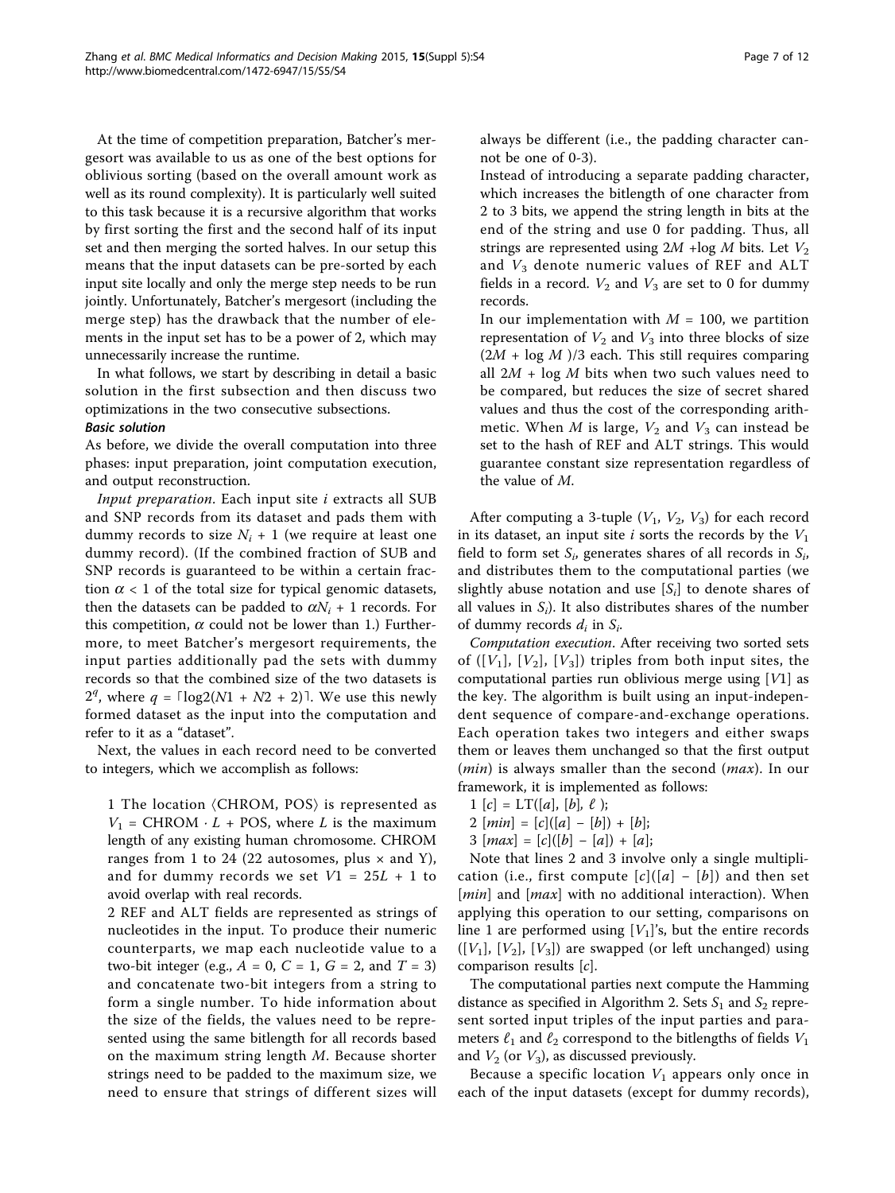At the time of competition preparation, Batcher's mergesort was available to us as one of the best options for oblivious sorting (based on the overall amount work as well as its round complexity). It is particularly well suited to this task because it is a recursive algorithm that works by first sorting the first and the second half of its input set and then merging the sorted halves. In our setup this means that the input datasets can be pre-sorted by each input site locally and only the merge step needs to be run jointly. Unfortunately, Batcher's mergesort (including the merge step) has the drawback that the number of elements in the input set has to be a power of 2, which may unnecessarily increase the runtime.

In what follows, we start by describing in detail a basic solution in the first subsection and then discuss two optimizations in the two consecutive subsections.

### Basic solution

As before, we divide the overall computation into three phases: input preparation, joint computation execution, and output reconstruction.

*Input preparation*. Each input site $i$ extracts all SUB and SNP records from its dataset and pads them with dummy records to size $N_i + 1$ (we require at least one dummy record). (If the combined fraction of SUB and SNP records is guaranteed to be within a certain fraction $\alpha < 1$ of the total size for typical genomic datasets, then the datasets can be padded to $\alpha N_i + 1$ records. For this competition, $\alpha$ could not be lower than 1.) Furthermore, to meet Batcher's mergesort requirements, the input parties additionally pad the sets with dummy records so that the combined size of the two datasets is $2^q$, where $q = \lceil \log 2(N1 + N2 + 2) \rceil$. We use this newly formed dataset as the input into the computation and refer to it as a "dataset".

Next, the values in each record need to be converted to integers, which we accomplish as follows:

1 The location ⟨CHROM, POS⟩ is represented as $V_1$ = CHROM $\cdot L$ + POS, where $L$ is the maximum length of any existing human chromosome. CHROM ranges from 1 to 24 (22 autosomes, plus x and Y), and for dummy records we set $V1 = 25L + 1$ to avoid overlap with real records.

2 REF and ALT fields are represented as strings of nucleotides in the input. To produce their numeric counterparts, we map each nucleotide value to a two-bit integer (e.g., $A = 0$, $C = 1$, $G = 2$, and $T = 3$) and concatenate two-bit integers from a string to form a single number. To hide information about the size of the fields, the values need to be represented using the same bitlength for all records based on the maximum string length $M$. Because shorter strings need to be padded to the maximum size, we need to ensure that strings of different sizes will always be different (i.e., the padding character cannot be one of 0-3).

Instead of introducing a separate padding character, which increases the bitlength of one character from 2 to 3 bits, we append the string length in bits at the end of the string and use 0 for padding. Thus, all strings are represented using $2M + \log M$ bits. Let $V_2$ and $V_3$ denote numeric values of REF and ALT fields in a record. $V_2$ and $V_3$ are set to 0 for dummy records.

In our implementation with $M = 100$, we partition representation of $V_2$ and $V_3$ into three blocks of size $(2M + \log M)/3$ each. This still requires comparing all $2M + \log M$ bits when two such values need to be compared, but reduces the size of secret shared values and thus the cost of the corresponding arithmetic. When $M$ is large, $V_2$ and $V_3$ can instead be set to the hash of REF and ALT strings. This would guarantee constant size representation regardless of the value of $M$.

After computing a 3-tuple ($V_1$, $V_2$, $V_3$) for each record in its dataset, an input site $i$ sorts the records by the $V_1$ field to form set $S_i$, generates shares of all records in $S_i$, and distributes them to the computational parties (we slightly abuse notation and use $[S_i]$ to denote shares of all values in $S_i$). It also distributes shares of the number of dummy records $d_i$ in $S_i$.

*Computation execution*. After receiving two sorted sets of ($[V_1]$, $[V_2]$, $[V_3]$) triples from both input sites, the computational parties run oblivious merge using $[V1]$ as the key. The algorithm is built using an input-independent sequence of compare-and-exchange operations. Each operation takes two integers and either swaps them or leaves them unchanged so that the first output (*min*) is always smaller than the second (*max*). In our framework, it is implemented as follows:

1 $[c] = \mathrm{LT}([a], [b], \ell)$;

2 $[min] = [c]([a] - [b]) + [b]$;

3 $[max] = [c]([b] - [a]) + [a]$;

Note that lines 2 and 3 involve only a single multiplication (i.e., first compute $[c]([a] - [b])$ and then set $[min]$ and $[max]$ with no additional interaction). When applying this operation to our setting, comparisons on line 1 are performed using $[V_1]$'s, but the entire records ($[V_1]$, $[V_2]$, $[V_3]$) are swapped (or left unchanged) using comparison results $[c]$.

The computational parties next compute the Hamming distance as specified in Algorithm 2. Sets $S_1$ and $S_2$ represent sorted input triples of the input parties and parameters $\ell_1$ and $\ell_2$ correspond to the bitlengths of fields $V_1$ and $V_2$ (or $V_3$), as discussed previously.

Because a specific location $V_1$ appears only once in each of the input datasets (except for dummy records),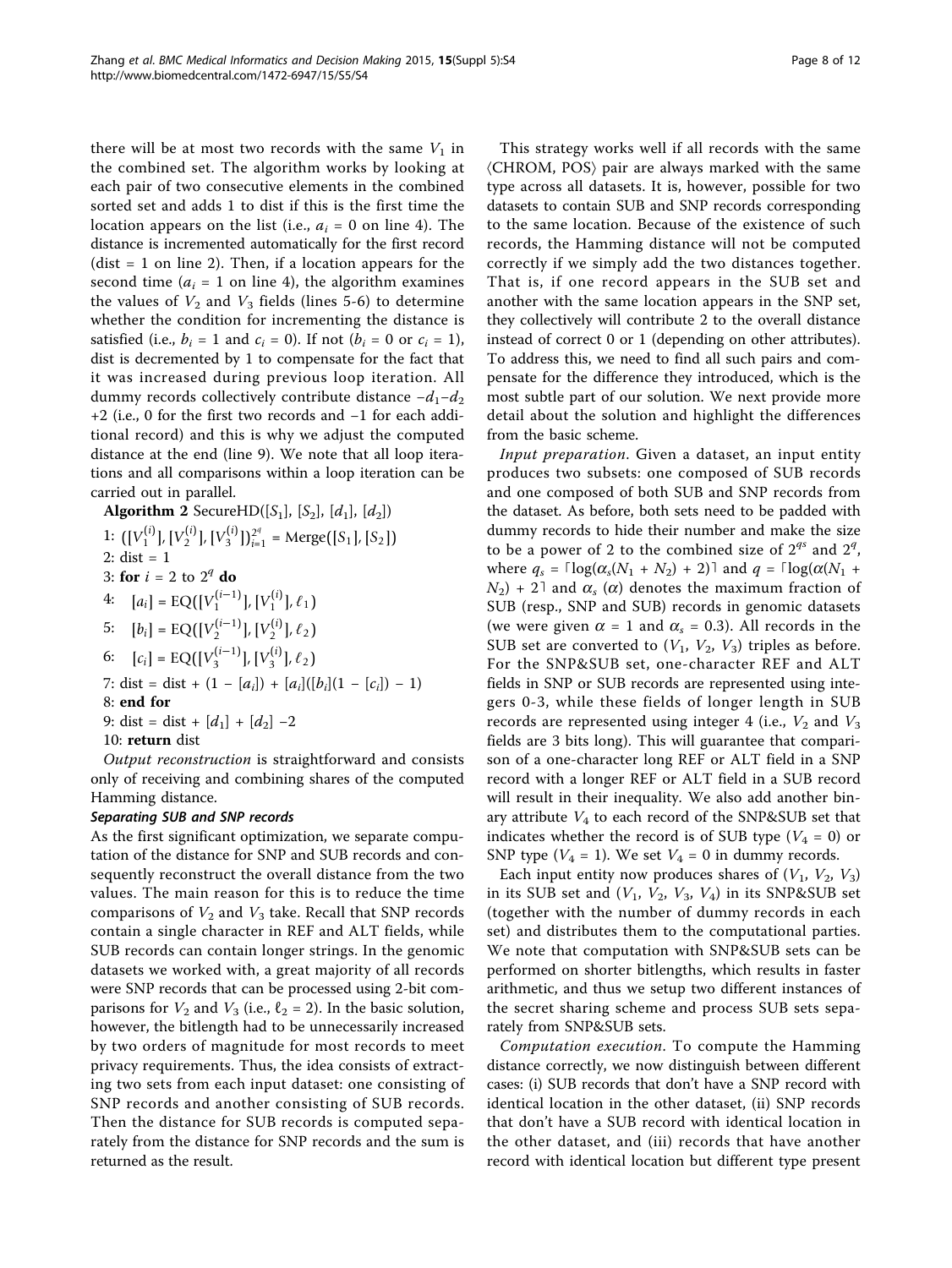there will be at most two records with the same $V_1$ in the combined set. The algorithm works by looking at each pair of two consecutive elements in the combined sorted set and adds 1 to dist if this is the first time the location appears on the list (i.e., $a_i = 0$ on line 4). The distance is incremented automatically for the first record (dist = 1 on line 2). Then, if a location appears for the second time ($a_i = 1$ on line 4), the algorithm examines the values of $V_2$ and $V_3$ fields (lines 5-6) to determine whether the condition for incrementing the distance is satisfied (i.e., $b_i = 1$ and $c_i = 0$). If not ($b_i = 0$ or $c_i = 1$), dist is decremented by 1 to compensate for the fact that it was increased during previous loop iteration. All dummy records collectively contribute distance $-d_1-d_2+2$ (i.e., 0 for the first two records and −1 for each additional record) and this is why we adjust the computed distance at the end (line 9). We note that all loop iterations and all comparisons within a loop iteration can be carried out in parallel.

**Algorithm 2** SecureHD($[S_1]$, $[S_2]$, $[d_1]$, $[d_2]$)

1: $([V_1^{(i)}], [V_2^{(i)}], [V_3^{(i)}])_{i=1}^{2^q} = \text{Merge}([S_1], [S_2])$
2: dist = 1
3: **for** $i = 2$ to $2^q$ **do**
4: $\quad [a_i] = \text{EQ}([V_1^{(i-1)}], [V_1^{(i)}], \ell_1)$
5: $\quad [b_i] = \text{EQ}([V_2^{(i-1)}], [V_2^{(i)}], \ell_2)$
6: $\quad [c_i] = \text{EQ}([V_3^{(i-1)}], [V_3^{(i)}], \ell_2)$
7: dist = dist + $(1 - [a_i])$ + $[a_i]([b_i](1 - [c_i]) - 1)$
8: **end for**
9: dist = dist + $[d_1]$ + $[d_2]$ −2
10: **return** dist

*Output reconstruction* is straightforward and consists only of receiving and combining shares of the computed Hamming distance.

### *Separating SUB and SNP records*

As the first significant optimization, we separate computation of the distance for SNP and SUB records and consequently reconstruct the overall distance from the two values. The main reason for this is to reduce the time comparisons of $V_2$ and $V_3$ take. Recall that SNP records contain a single character in REF and ALT fields, while SUB records can contain longer strings. In the genomic datasets we worked with, a great majority of all records were SNP records that can be processed using 2-bit comparisons for $V_2$ and $V_3$ (i.e., $\ell_2 = 2$). In the basic solution, however, the bitlength had to be unnecessarily increased by two orders of magnitude for most records to meet privacy requirements. Thus, the idea consists of extracting two sets from each input dataset: one consisting of SNP records and another consisting of SUB records. Then the distance for SUB records is computed separately from the distance for SNP records and the sum is returned as the result.

This strategy works well if all records with the same ⟨CHROM, POS⟩ pair are always marked with the same type across all datasets. It is, however, possible for two datasets to contain SUB and SNP records corresponding to the same location. Because of the existence of such records, the Hamming distance will not be computed correctly if we simply add the two distances together. That is, if one record appears in the SUB set and another with the same location appears in the SNP set, they collectively will contribute 2 to the overall distance instead of correct 0 or 1 (depending on other attributes). To address this, we need to find all such pairs and compensate for the difference they introduced, which is the most subtle part of our solution. We next provide more detail about the solution and highlight the differences from the basic scheme.

*Input preparation*. Given a dataset, an input entity produces two subsets: one composed of SUB records and one composed of both SUB and SNP records from the dataset. As before, both sets need to be padded with dummy records to hide their number and make the size to be a power of 2 to the combined size of $2^{q_s}$ and $2^q$, where $q_s = \lceil \log(\alpha_s(N_1 + N_2) + 2) \rceil$ and $q = \lceil \log(\alpha(N_1 + N_2) + 2 \rceil$ and $\alpha_s$ ($\alpha$) denotes the maximum fraction of SUB (resp., SNP and SUB) records in genomic datasets (we were given $\alpha = 1$ and $\alpha_s = 0.3$). All records in the SUB set are converted to ($V_1$, $V_2$, $V_3$) triples as before. For the SNP&SUB set, one-character REF and ALT fields in SNP or SUB records are represented using integers 0-3, while these fields of longer length in SUB records are represented using integer 4 (i.e., $V_2$ and $V_3$ fields are 3 bits long). This will guarantee that comparison of a one-character long REF or ALT field in a SNP record with a longer REF or ALT field in a SUB record will result in their inequality. We also add another binary attribute $V_4$ to each record of the SNP&SUB set that indicates whether the record is of SUB type ($V_4 = 0$) or SNP type ($V_4 = 1$). We set $V_4 = 0$ in dummy records.

Each input entity now produces shares of ($V_1$, $V_2$, $V_3$) in its SUB set and ($V_1$, $V_2$, $V_3$, $V_4$) in its SNP&SUB set (together with the number of dummy records in each set) and distributes them to the computational parties. We note that computation with SNP&SUB sets can be performed on shorter bitlengths, which results in faster arithmetic, and thus we setup two different instances of the secret sharing scheme and process SUB sets separately from SNP&SUB sets.

*Computation execution*. To compute the Hamming distance correctly, we now distinguish between different cases: (i) SUB records that don't have a SNP record with identical location in the other dataset, (ii) SNP records that don't have a SUB record with identical location in the other dataset, and (iii) records that have another record with identical location but different type present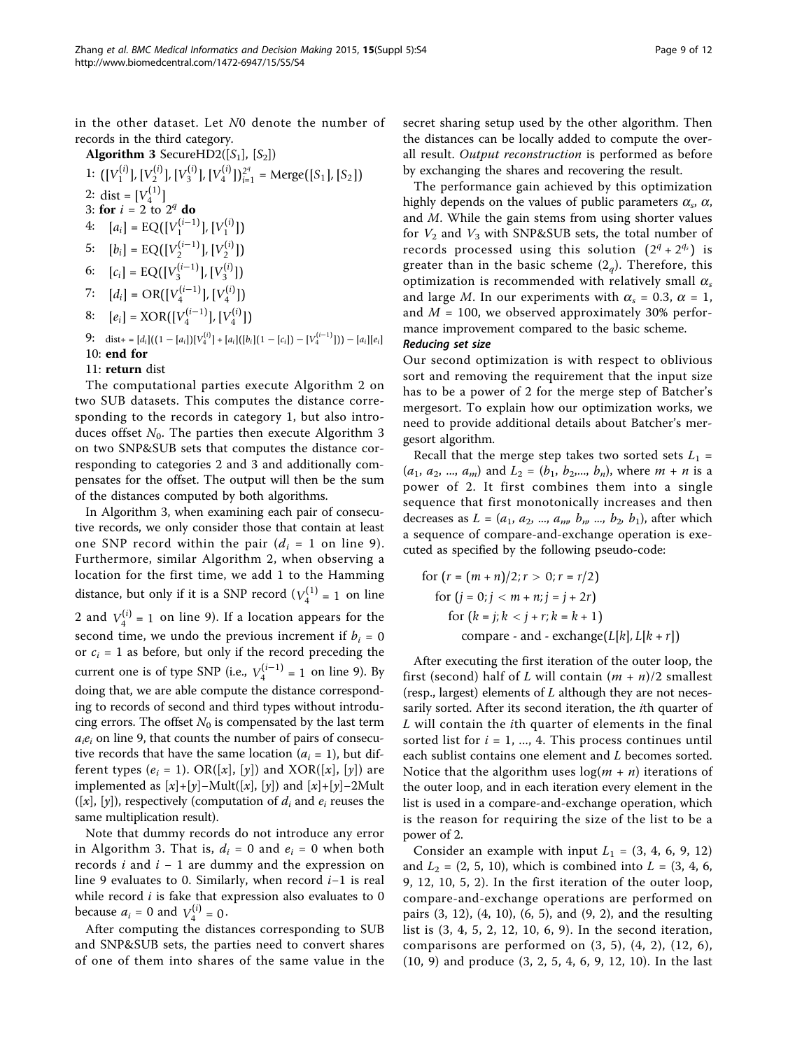in the other dataset. Let $N0$ denote the number of records in the third category.

**Algorithm 3** SecureHD2($[S_1]$, $[S_2]$)

1: $([V_1^{(i)}], [V_2^{(i)}], [V_3^{(i)}], [V_4^{(i)}])_{i=1}^{2^q} = \text{Merge}([S_1], [S_2])$
2: dist = $[V_4^{(1)}]$
3: **for** $i$ = 2 to $2^q$ **do**
4: $[a_i] = \text{EQ}([V_1^{(i-1)}], [V_1^{(i)}])$
5: $[b_i] = \text{EQ}([V_2^{(i-1)}], [V_2^{(i)}])$
6: $[c_i] = \text{EQ}([V_3^{(i-1)}], [V_3^{(i)}])$
7: $[d_i] = \text{OR}([V_4^{(i-1)}], [V_4^{(i)}])$
8: $[e_i] = \text{XOR}([V_4^{(i-1)}], [V_4^{(i)}])$
9: dist+ = $[d_i]((1-[a_i])[V_4^{(i)}] + [a_i]([b_i](1-[c_i]) - [V_4^{(i-1)}])) - [a_i][e_i]$
10: **end for**
11: **return** dist

The computational parties execute Algorithm 2 on two SUB datasets. This computes the distance corresponding to the records in category 1, but also introduces offset $N_0$. The parties then execute Algorithm 3 on two SNP&SUB sets that computes the distance corresponding to categories 2 and 3 and additionally compensates for the offset. The output will then be the sum of the distances computed by both algorithms.

In Algorithm 3, when examining each pair of consecutive records, we only consider those that contain at least one SNP record within the pair ($d_i$ = 1 on line 9). Furthermore, similar Algorithm 2, when observing a location for the first time, we add 1 to the Hamming distance, but only if it is a SNP record ($V_4^{(1)} = 1$ on line 2 and $V_4^{(i)} = 1$ on line 9). If a location appears for the second time, we undo the previous increment if $b_i$ = 0 or $c_i$ = 1 as before, but only if the record preceding the current one is of type SNP (i.e., $V_4^{(i-1)} = 1$ on line 9). By doing that, we are able compute the distance corresponding to records of second and third types without introducing errors. The offset $N_0$ is compensated by the last term $a_i e_i$ on line 9, that counts the number of pairs of consecutive records that have the same location ($a_i$ = 1), but different types ($e_i$ = 1). OR($[x]$, $[y]$) and XOR($[x]$, $[y]$) are implemented as $[x]+[y]-\text{Mult}([x], [y])$ and $[x]+[y]-2\text{Mult}([x], [y])$, respectively (computation of $d_i$ and $e_i$ reuses the same multiplication result).

Note that dummy records do not introduce any error in Algorithm 3. That is, $d_i$ = 0 and $e_i$ = 0 when both records $i$ and $i$ − 1 are dummy and the expression on line 9 evaluates to 0. Similarly, when record $i$−1 is real while record $i$ is fake that expression also evaluates to 0 because $a_i$ = 0 and $V_4^{(i)} = 0$.

After computing the distances corresponding to SUB and SNP&SUB sets, the parties need to convert shares of one of them into shares of the same value in the secret sharing setup used by the other algorithm. Then the distances can be locally added to compute the overall result. *Output reconstruction* is performed as before by exchanging the shares and recovering the result.

The performance gain achieved by this optimization highly depends on the values of public parameters $\alpha_s$, $\alpha$, and $M$. While the gain stems from using shorter values for $V_2$ and $V_3$ with SNP&SUB sets, the total number of records processed using this solution ($2^q + 2^{q_s}$) is greater than in the basic scheme ($2_q$). Therefore, this optimization is recommended with relatively small $\alpha_s$ and large $M$. In our experiments with $\alpha_s$ = 0.3, $\alpha$ = 1, and $M$ = 100, we observed approximately 30% performance improvement compared to the basic scheme.

### *Reducing set size*

Our second optimization is with respect to oblivious sort and removing the requirement that the input size has to be a power of 2 for the merge step of Batcher's mergesort. To explain how our optimization works, we need to provide additional details about Batcher's mergesort algorithm.

Recall that the merge step takes two sorted sets $L_1 = (a_1, a_2, ..., a_m)$ and $L_2 = (b_1, b_2,..., b_n)$, where $m + n$ is a power of 2. It first combines them into a single sequence that first monotonically increases and then decreases as $L = (a_1, a_2, ..., a_m, b_n, ..., b_2, b_1)$, after which a sequence of compare-and-exchange operation is executed as specified by the following pseudo-code:

```
for (r = (m + n)/2; r > 0; r = r/2)
  for (j = 0; j < m + n; j = j + 2r)
    for (k = j; k < j + r; k = k + 1)
      compare - and - exchange(L[k], L[k + r])
```

After executing the first iteration of the outer loop, the first (second) half of $L$ will contain $(m + n)/2$ smallest (resp., largest) elements of $L$ although they are not necessarily sorted. After its second iteration, the $i$th quarter of $L$ will contain the $i$th quarter of elements in the final sorted list for $i$ = 1, ..., 4. This process continues until each sublist contains one element and $L$ becomes sorted. Notice that the algorithm uses $\log(m + n)$ iterations of the outer loop, and in each iteration every element in the list is used in a compare-and-exchange operation, which is the reason for requiring the size of the list to be a power of 2.

Consider an example with input $L_1$ = (3, 4, 6, 9, 12) and $L_2$ = (2, 5, 10), which is combined into $L$ = (3, 4, 6, 9, 12, 10, 5, 2). In the first iteration of the outer loop, compare-and-exchange operations are performed on pairs (3, 12), (4, 10), (6, 5), and (9, 2), and the resulting list is (3, 4, 5, 2, 12, 10, 6, 9). In the second iteration, comparisons are performed on (3, 5), (4, 2), (12, 6), (10, 9) and produce (3, 2, 5, 4, 6, 9, 12, 10). In the last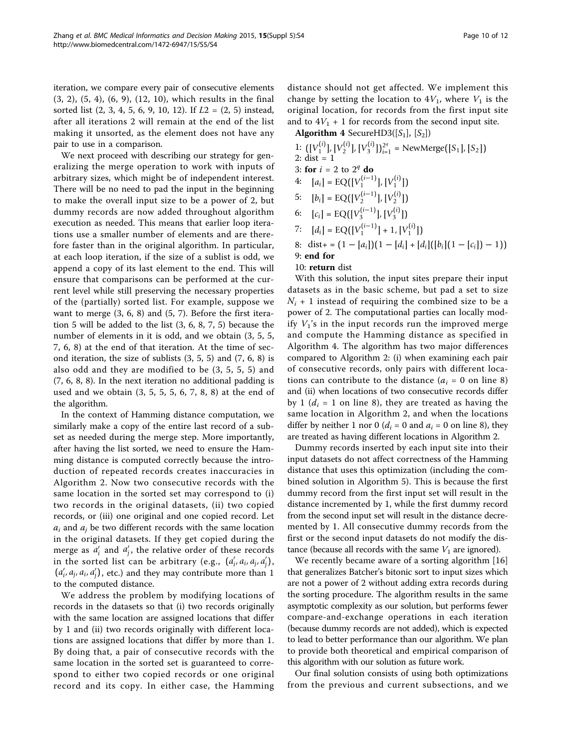iteration, we compare every pair of consecutive elements (3, 2), (5, 4), (6, 9), (12, 10), which results in the final sorted list (2, 3, 4, 5, 6, 9, 10, 12). If $L2$ = (2, 5) instead, after all iterations 2 will remain at the end of the list making it unsorted, as the element does not have any pair to use in a comparison.

We next proceed with describing our strategy for generalizing the merge operation to work with inputs of arbitrary sizes, which might be of independent interest. There will be no need to pad the input in the beginning to make the overall input size to be a power of 2, but dummy records are now added throughout algorithm execution as needed. This means that earlier loop iterations use a smaller number of elements and are therefore faster than in the original algorithm. In particular, at each loop iteration, if the size of a sublist is odd, we append a copy of its last element to the end. This will ensure that comparisons can be performed at the current level while still preserving the necessary properties of the (partially) sorted list. For example, suppose we want to merge (3, 6, 8) and (5, 7). Before the first iteration 5 will be added to the list (3, 6, 8, 7, 5) because the number of elements in it is odd, and we obtain (3, 5, 5, 7, 6, 8) at the end of that iteration. At the time of second iteration, the size of sublists (3, 5, 5) and (7, 6, 8) is also odd and they are modified to be (3, 5, 5, 5) and (7, 6, 8, 8). In the next iteration no additional padding is used and we obtain (3, 5, 5, 5, 6, 7, 8, 8) at the end of the algorithm.

In the context of Hamming distance computation, we similarly make a copy of the entire last record of a subset as needed during the merge step. More importantly, after having the list sorted, we need to ensure the Hamming distance is computed correctly because the introduction of repeated records creates inaccuracies in Algorithm 2. Now two consecutive records with the same location in the sorted set may correspond to (i) two records in the original datasets, (ii) two copied records, or (iii) one original and one copied record. Let $a_i$ and $a_j$ be two different records with the same location in the original datasets. If they get copied during the merge as $a'_i$ and $a'_j$, the relative order of these records in the sorted list can be arbitrary (e.g., $(a'_i, a_i, a_j, a'_j)$, $(a'_i, a_j, a_i, a'_j)$, etc.) and they may contribute more than 1 to the computed distance.

We address the problem by modifying locations of records in the datasets so that (i) two records originally with the same location are assigned locations that differ by 1 and (ii) two records originally with different locations are assigned locations that differ by more than 1. By doing that, a pair of consecutive records with the same location in the sorted set is guaranteed to correspond to either two copied records or one original record and its copy. In either case, the Hamming distance should not get affected. We implement this change by setting the location to $4V_1$, where $V_1$ is the original location, for records from the first input site and to $4V_1 + 1$ for records from the second input site.

**Algorithm 4** SecureHD3($[S_1]$, $[S_2]$)

1: $([V_1^{(i)}], [V_2^{(i)}], [V_3^{(i)}])_{i=1}^{2^q}$ = NewMerge($[S_1]$, $[S_2]$)
2: dist = 1
3: **for** $i$ = 2 to $2^q$ **do**
4: $[a_i] = \text{EQ}([V_1^{(i-1)}], [V_1^{(i)}])$
5: $[b_i] = \text{EQ}([V_2^{(i-1)}], [V_2^{(i)}])$
6: $[c_i] = \text{EQ}([V_3^{(i-1)}], [V_3^{(i)}])$
7: $[d_i] = \text{EQ}([V_1^{(i-1)}] + 1, [V_1^{(i)}])$
8: dist+ = $(1 - [a_i])(1 - [d_i] + [d_i]([b_i](1 - [c_i]) - 1))$
9: **end for**
10: **return** dist

With this solution, the input sites prepare their input datasets as in the basic scheme, but pad a set to size $N_i + 1$ instead of requiring the combined size to be a power of 2. The computational parties can locally modify $V_1$'s in the input records run the improved merge and compute the Hamming distance as specified in Algorithm 4. The algorithm has two major differences compared to Algorithm 2: (i) when examining each pair of consecutive records, only pairs with different locations can contribute to the distance ($a_i = 0$ on line 8) and (ii) when locations of two consecutive records differ by 1 ($d_i = 1$ on line 8), they are treated as having the same location in Algorithm 2, and when the locations differ by neither 1 nor 0 ($d_i = 0$ and $a_i = 0$ on line 8), they are treated as having different locations in Algorithm 2.

Dummy records inserted by each input site into their input datasets do not affect correctness of the Hamming distance that uses this optimization (including the combined solution in Algorithm 5). This is because the first dummy record from the first input set will result in the distance incremented by 1, while the first dummy record from the second input set will result in the distance decremented by 1. All consecutive dummy records from the first or the second input datasets do not modify the distance (because all records with the same $V_1$ are ignored).

We recently became aware of a sorting algorithm [16] that generalizes Batcher's bitonic sort to input sizes which are not a power of 2 without adding extra records during the sorting procedure. The algorithm results in the same asymptotic complexity as our solution, but performs fewer compare-and-exchange operations in each iteration (because dummy records are not added), which is expected to lead to better performance than our algorithm. We plan to provide both theoretical and empirical comparison of this algorithm with our solution as future work.

Our final solution consists of using both optimizations from the previous and current subsections, and we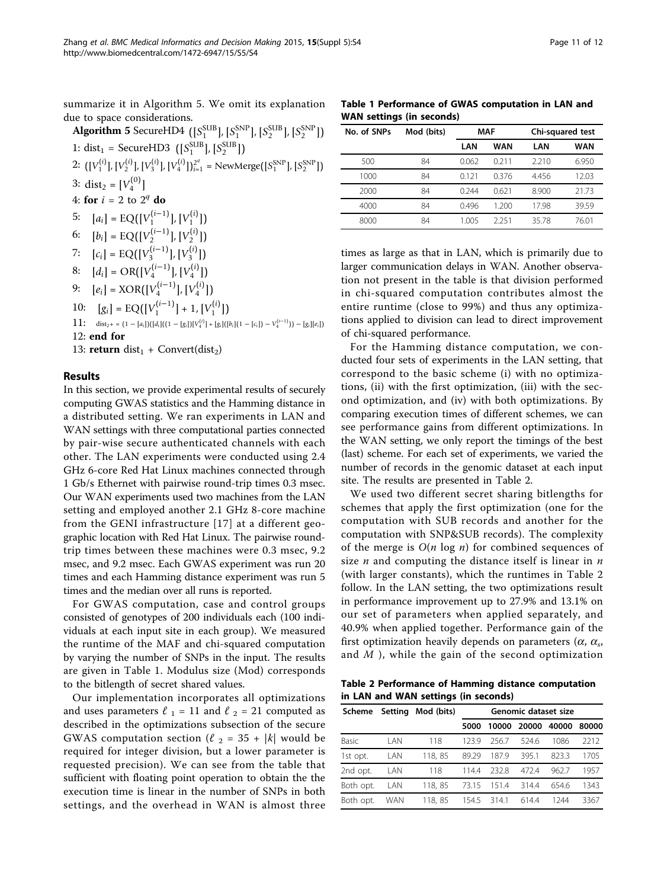summarize it in Algorithm 5. We omit its explanation due to space considerations.

**Algorithm 5** SecureHD4 $([S_1^{\text{SUB}}], [S_1^{\text{SNP}}], [S_2^{\text{SUB}}], [S_2^{\text{SNP}}])$

1: $\text{dist}_1$ = SecureHD3 $([S_1^{\text{SUB}}], [S_2^{\text{SUB}}])$

2: $([V_1^{(i)}], [V_2^{(i)}], [V_3^{(i)}], [V_4^{(i)}])_{i=1}^{2^q}$ = NewMerge$([S_1^{\text{SNP}}], [S_2^{\text{SNP}}])$

3: $\text{dist}_2 = [V_4^{(0)}]$

4: **for** $i = 2$ to $2^q$ **do**

5: $[a_i] = \text{EQ}([V_1^{(i-1)}], [V_1^{(i)}])$

6: $[b_i] = \text{EQ}([V_2^{(i-1)}], [V_2^{(i)}])$

7: $[c_i] = \text{EQ}([V_3^{(i-1)}], [V_3^{(i)}])$

8: $[d_i] = \text{OR}([V_4^{(i-1)}], [V_4^{(i)}])$

9: $[e_i] = \text{XOR}([V_4^{(i-1)}], [V_4^{(i)}])$

10: $[g_i] = \text{EQ}([V_1^{(i-1)}] + 1, [V_1^{(i)}])$

11: $\text{dist}_2 += (1 - [a_i])([d_i]((1 - [g_i])[V_4^{(i)}] + [g_i]([b_i](1 - [c_i]) - V_4^{(i-1)})) - [g_i][e_i])$

12: **end for**

13: **return** $\text{dist}_1$ + Convert($\text{dist}_2$)

## Results

In this section, we provide experimental results of securely computing GWAS statistics and the Hamming distance in a distributed setting. We ran experiments in LAN and WAN settings with three computational parties connected by pair-wise secure authenticated channels with each other. The LAN experiments were conducted using 2.4 GHz 6-core Red Hat Linux machines connected through 1 Gb/s Ethernet with pairwise round-trip times 0.3 msec. Our WAN experiments used two machines from the LAN setting and employed another 2.1 GHz 8-core machine from the GENI infrastructure [17] at a different geographic location with Red Hat Linux. The pairwise round-trip times between these machines were 0.3 msec, 9.2 msec, and 9.2 msec. Each GWAS experiment was run 20 times and each Hamming distance experiment was run 5 times and the median over all runs is reported.

For GWAS computation, case and control groups consisted of genotypes of 200 individuals each (100 individuals at each input site in each group). We measured the runtime of the MAF and chi-squared computation by varying the number of SNPs in the input. The results are given in Table 1. Modulus size (Mod) corresponds to the bitlength of secret shared values.

Our implementation incorporates all optimizations and uses parameters $\ell_1 = 11$ and $\ell_2 = 21$ computed as described in the optimizations subsection of the secure GWAS computation section ($\ell_2 = 35 + |k|$ would be required for integer division, but a lower parameter is requested precision). We can see from the table that sufficient with floating point operation to obtain the the execution time is linear in the number of SNPs in both settings, and the overhead in WAN is almost three times as large as that in LAN, which is primarily due to larger communication delays in WAN. Another observation not present in the table is that division performed in chi-squared computation contributes almost the entire runtime (close to 99%) and thus any optimizations applied to division can lead to direct improvement of chi-squared performance.

**Table 1 Performance of GWAS computation in LAN and WAN settings (in seconds)**

| No. of SNPs | Mod (bits) | MAF | | Chi-squared test | |
|---|---|---|---|---|---|
| | | LAN | WAN | LAN | WAN |
| 500 | 84 | 0.062 | 0.211 | 2.210 | 6.950 |
| 1000 | 84 | 0.121 | 0.376 | 4.456 | 12.03 |
| 2000 | 84 | 0.244 | 0.621 | 8.900 | 21.73 |
| 4000 | 84 | 0.496 | 1.200 | 17.98 | 39.59 |
| 8000 | 84 | 1.005 | 2.251 | 35.78 | 76.01 |

For the Hamming distance computation, we conducted four sets of experiments in the LAN setting, that correspond to the basic scheme (i) with no optimizations, (ii) with the first optimization, (iii) with the second optimization, and (iv) with both optimizations. By comparing execution times of different schemes, we can see performance gains from different optimizations. In the WAN setting, we only report the timings of the best (last) scheme. For each set of experiments, we varied the number of records in the genomic dataset at each input site. The results are presented in Table 2.

We used two different secret sharing bitlengths for schemes that apply the first optimization (one for the computation with SUB records and another for the computation with SNP&SUB records). The complexity of the merge is $O(n \log n)$ for combined sequences of size $n$ and computing the distance itself is linear in $n$ (with larger constants), which the runtimes in Table 2 follow. In the LAN setting, the two optimizations result in performance improvement up to 27.9% and 13.1% on our set of parameters when applied separately, and 40.9% when applied together. Performance gain of the first optimization heavily depends on parameters ($\alpha$, $\alpha_s$, and $M$ ), while the gain of the second optimization

**Table 2 Performance of Hamming distance computation in LAN and WAN settings (in seconds)**

| Scheme | Setting | Mod (bits) | Genomic dataset size | | | | |
|---|---|---|---|---|---|---|---|
| | | | 5000 | 10000 | 20000 | 40000 | 80000 |
| Basic | LAN | 118 | 123.9 | 256.7 | 524.6 | 1086 | 2212 |
| 1st opt. | LAN | 118, 85 | 89.29 | 187.9 | 395.1 | 823.3 | 1705 |
| 2nd opt. | LAN | 118 | 114.4 | 232.8 | 472.4 | 962.7 | 1957 |
| Both opt. | LAN | 118, 85 | 73.15 | 151.4 | 314.4 | 654.6 | 1343 |
| Both opt. | WAN | 118, 85 | 154.5 | 314.1 | 614.4 | 1244 | 3367 |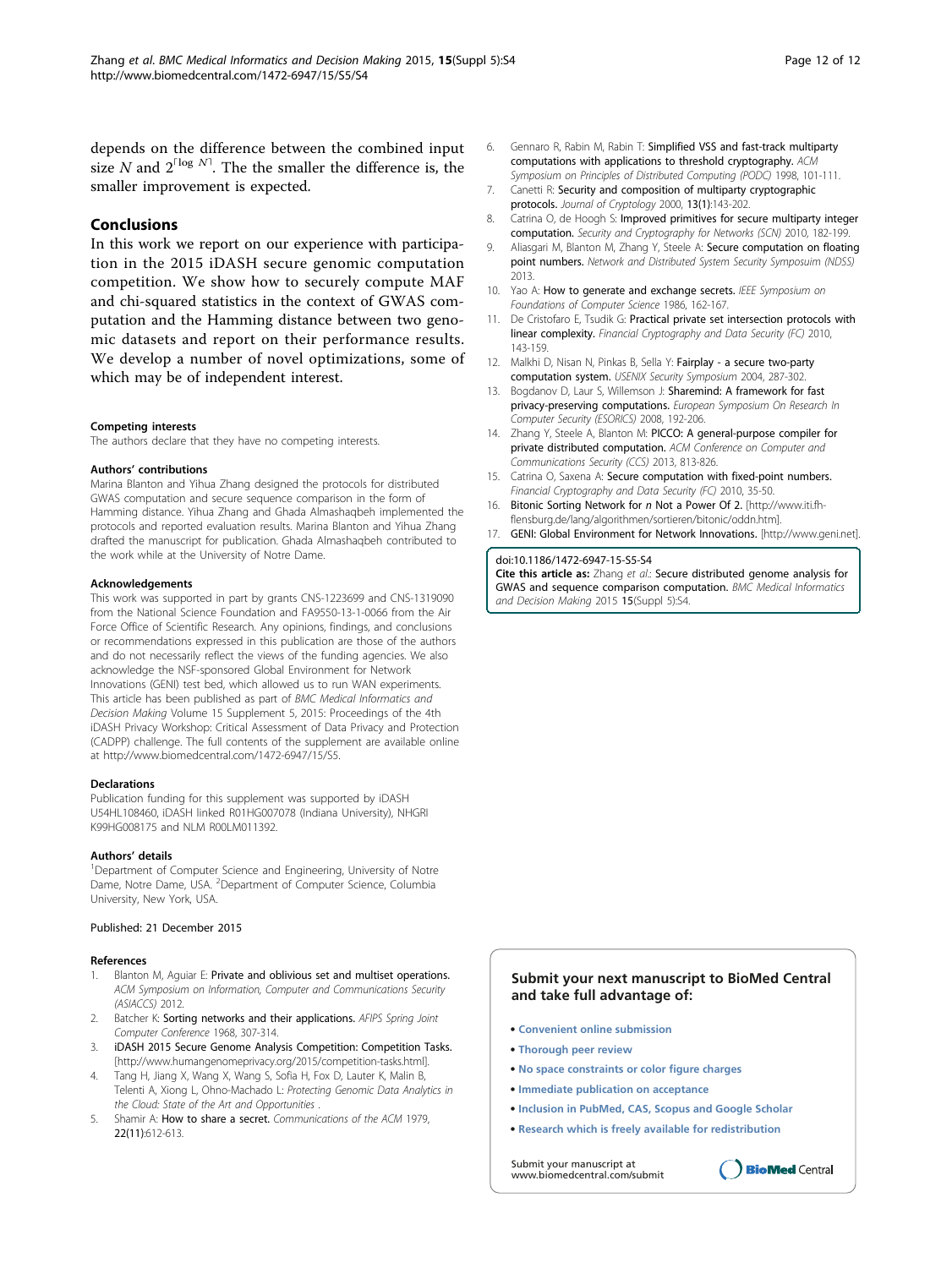depends on the difference between the combined input size $N$ and $2^{\lceil \log N \rceil}$. The the smaller the difference is, the smaller improvement is expected.

## Conclusions

In this work we report on our experience with participation in the 2015 iDASH secure genomic computation competition. We show how to securely compute MAF and chi-squared statistics in the context of GWAS computation and the Hamming distance between two genomic datasets and report on their performance results. We develop a number of novel optimizations, some of which may be of independent interest.

#### Competing interests

The authors declare that they have no competing interests.

#### Authors' contributions

Marina Blanton and Yihua Zhang designed the protocols for distributed GWAS computation and secure sequence comparison in the form of Hamming distance. Yihua Zhang and Ghada Almashaqbeh implemented the protocols and reported evaluation results. Marina Blanton and Yihua Zhang drafted the manuscript for publication. Ghada Almashaqbeh contributed to the work while at the University of Notre Dame.

#### Acknowledgements

This work was supported in part by grants CNS-1223699 and CNS-1319090 from the National Science Foundation and FA9550-13-1-0066 from the Air Force Office of Scientific Research. Any opinions, findings, and conclusions or recommendations expressed in this publication are those of the authors and do not necessarily reflect the views of the funding agencies. We also acknowledge the NSF-sponsored Global Environment for Network Innovations (GENI) test bed, which allowed us to run WAN experiments. This article has been published as part of *BMC Medical Informatics and Decision Making* Volume 15 Supplement 5, 2015: Proceedings of the 4th iDASH Privacy Workshop: Critical Assessment of Data Privacy and Protection (CADPP) challenge. The full contents of the supplement are available online at http://www.biomedcentral.com/1472-6947/15/S5.

#### Declarations

Publication funding for this supplement was supported by iDASH U54HL108460, iDASH linked R01HG007078 (Indiana University), NHGRI K99HG008175 and NLM R00LM011392.

#### Authors' details

[1]Department of Computer Science and Engineering, University of Notre Dame, Notre Dame, USA. [2]Department of Computer Science, Columbia University, New York, USA.

Published: 21 December 2015

#### References

1. Blanton M, Aguiar E: **Private and oblivious set and multiset operations.** *ACM Symposium on Information, Computer and Communications Security (ASIACCS)* 2012.
2. Batcher K: **Sorting networks and their applications.** *AFIPS Spring Joint Computer Conference* 1968, 307-314.
3. **iDASH 2015 Secure Genome Analysis Competition: Competition Tasks.** [http://www.humangenomeprivacy.org/2015/competition-tasks.html].
4. Tang H, Jiang X, Wang X, Wang S, Sofia H, Fox D, Lauter K, Malin B, Telenti A, Xiong L, Ohno-Machado L: *Protecting Genomic Data Analytics in the Cloud: State of the Art and Opportunities* .
5. Shamir A: **How to share a secret.** *Communications of the ACM* 1979, **22(11)**:612-613.
6. Gennaro R, Rabin M, Rabin T: **Simplified VSS and fast-track multiparty computations with applications to threshold cryptography.** *ACM Symposium on Principles of Distributed Computing (PODC)* 1998, 101-111.
7. Canetti R: **Security and composition of multiparty cryptographic protocols.** *Journal of Cryptology* 2000, **13(1)**:143-202.
8. Catrina O, de Hoogh S: **Improved primitives for secure multiparty integer computation.** *Security and Cryptography for Networks (SCN)* 2010, 182-199.
9. Aliasgari M, Blanton M, Zhang Y, Steele A: **Secure computation on floating point numbers.** *Network and Distributed System Security Symposuim (NDSS)* 2013.
10. Yao A: **How to generate and exchange secrets.** *IEEE Symposium on Foundations of Computer Science* 1986, 162-167.
11. De Cristofaro E, Tsudik G: **Practical private set intersection protocols with linear complexity.** *Financial Cryptography and Data Security (FC)* 2010, 143-159.
12. Malkhi D, Nisan N, Pinkas B, Sella Y: **Fairplay - a secure two-party computation system.** *USENIX Security Symposium* 2004, 287-302.
13. Bogdanov D, Laur S, Willemson J: **Sharemind: A framework for fast privacy-preserving computations.** *European Symposium On Research In Computer Security (ESORICS)* 2008, 192-206.
14. Zhang Y, Steele A, Blanton M: **PICCO: A general-purpose compiler for private distributed computation.** *ACM Conference on Computer and Communications Security (CCS)* 2013, 813-826.
15. Catrina O, Saxena A: **Secure computation with fixed-point numbers.** *Financial Cryptography and Data Security (FC)* 2010, 35-50.
16. **Bitonic Sorting Network for *n* Not a Power Of 2.** [http://www.iti.fh-flensburg.de/lang/algorithmen/sortieren/bitonic/oddn.htm].
17. **GENI: Global Environment for Network Innovations.** [http://www.geni.net].

doi:10.1186/1472-6947-15-S5-S4

**Cite this article as:** Zhang *et al.*: Secure distributed genome analysis for GWAS and sequence comparison computation. *BMC Medical Informatics and Decision Making* 2015 **15**(Suppl 5):S4.

**Submit your next manuscript to BioMed Central and take full advantage of:**

- **Convenient online submission**
- **Thorough peer review**
- **No space constraints or color figure charges**
- **Immediate publication on acceptance**
- **Inclusion in PubMed, CAS, Scopus and Google Scholar**
- **Research which is freely available for redistribution**

Submit your manuscript at www.biomedcentral.com/submit

BioMed Central